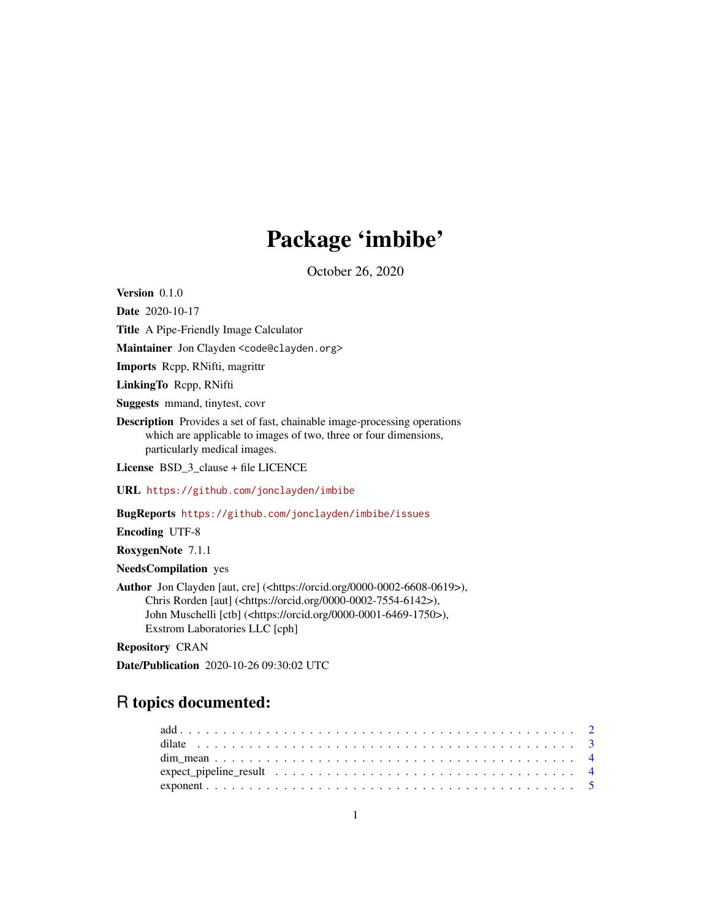# Package 'imbibe'

October 26, 2020

**Version** 0.1.0

**Date** 2020-10-17

**Title** A Pipe-Friendly Image Calculator

**Maintainer** Jon Clayden <code@clayden.org>

**Imports** Rcpp, RNifti, magrittr

**LinkingTo** Rcpp, RNifti

**Suggests** mmand, tinytest, covr

**Description** Provides a set of fast, chainable image-processing operations which are applicable to images of two, three or four dimensions, particularly medical images.

**License** BSD_3_clause + file LICENCE

**URL** https://github.com/jonclayden/imbibe

**BugReports** https://github.com/jonclayden/imbibe/issues

**Encoding** UTF-8

**RoxygenNote** 7.1.1

**NeedsCompilation** yes

**Author** Jon Clayden [aut, cre] (<https://orcid.org/0000-0002-6608-0619>), Chris Rorden [aut] (<https://orcid.org/0000-0002-7554-6142>), John Muschelli [ctb] (<https://orcid.org/0000-0001-6469-1750>), Exstrom Laboratories LLC [cph]

**Repository** CRAN

**Date/Publication** 2020-10-26 09:30:02 UTC

## R topics documented:

add . . . . . . . . . . . . . . . . . . . . . . . . . . . . . . . . . . . . . . . . . . . 2
dilate . . . . . . . . . . . . . . . . . . . . . . . . . . . . . . . . . . . . . . . . . . 3
dim_mean . . . . . . . . . . . . . . . . . . . . . . . . . . . . . . . . . . . . . . . . 4
expect_pipeline_result . . . . . . . . . . . . . . . . . . . . . . . . . . . . . . . . . 4
exponent . . . . . . . . . . . . . . . . . . . . . . . . . . . . . . . . . . . . . . . . 5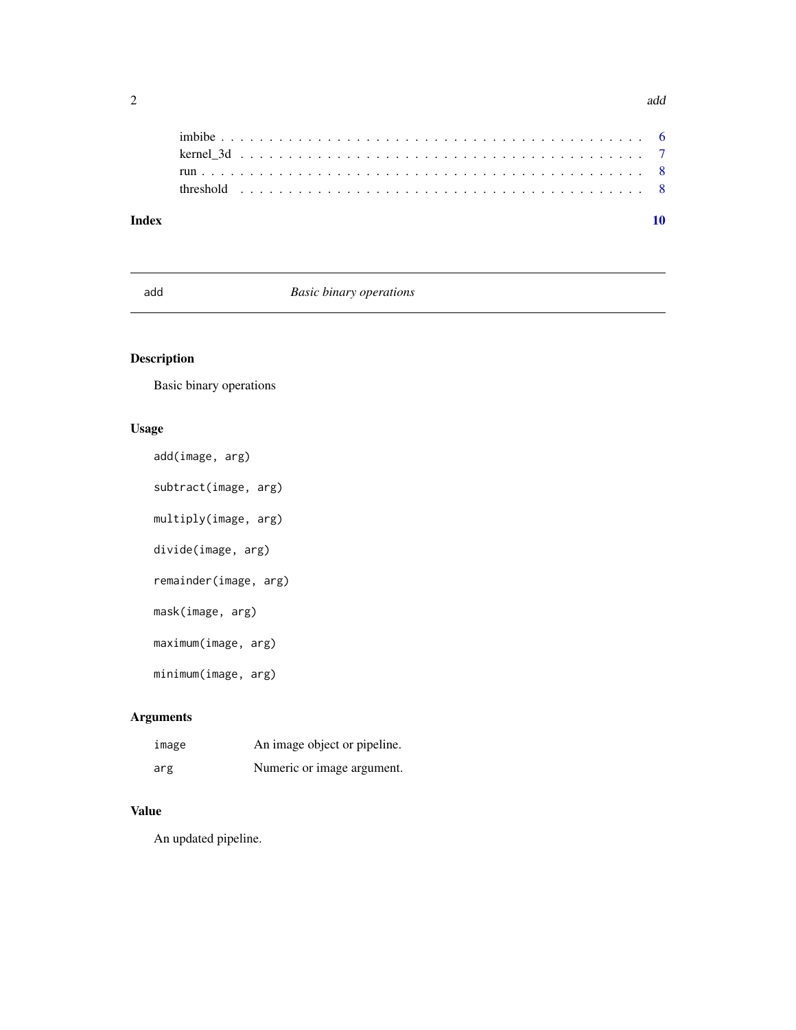| | |
|---|---|
| imbibe | 6 |
| kernel_3d | 7 |
| run | 8 |
| threshold | 8 |

**Index** **10**

---

## add — *Basic binary operations*

### Description

Basic binary operations

### Usage

```
add(image, arg)

subtract(image, arg)

multiply(image, arg)

divide(image, arg)

remainder(image, arg)

mask(image, arg)

maximum(image, arg)

minimum(image, arg)
```

### Arguments

| | |
|---|---|
| image | An image object or pipeline. |
| arg | Numeric or image argument. |

### Value

An updated pipeline.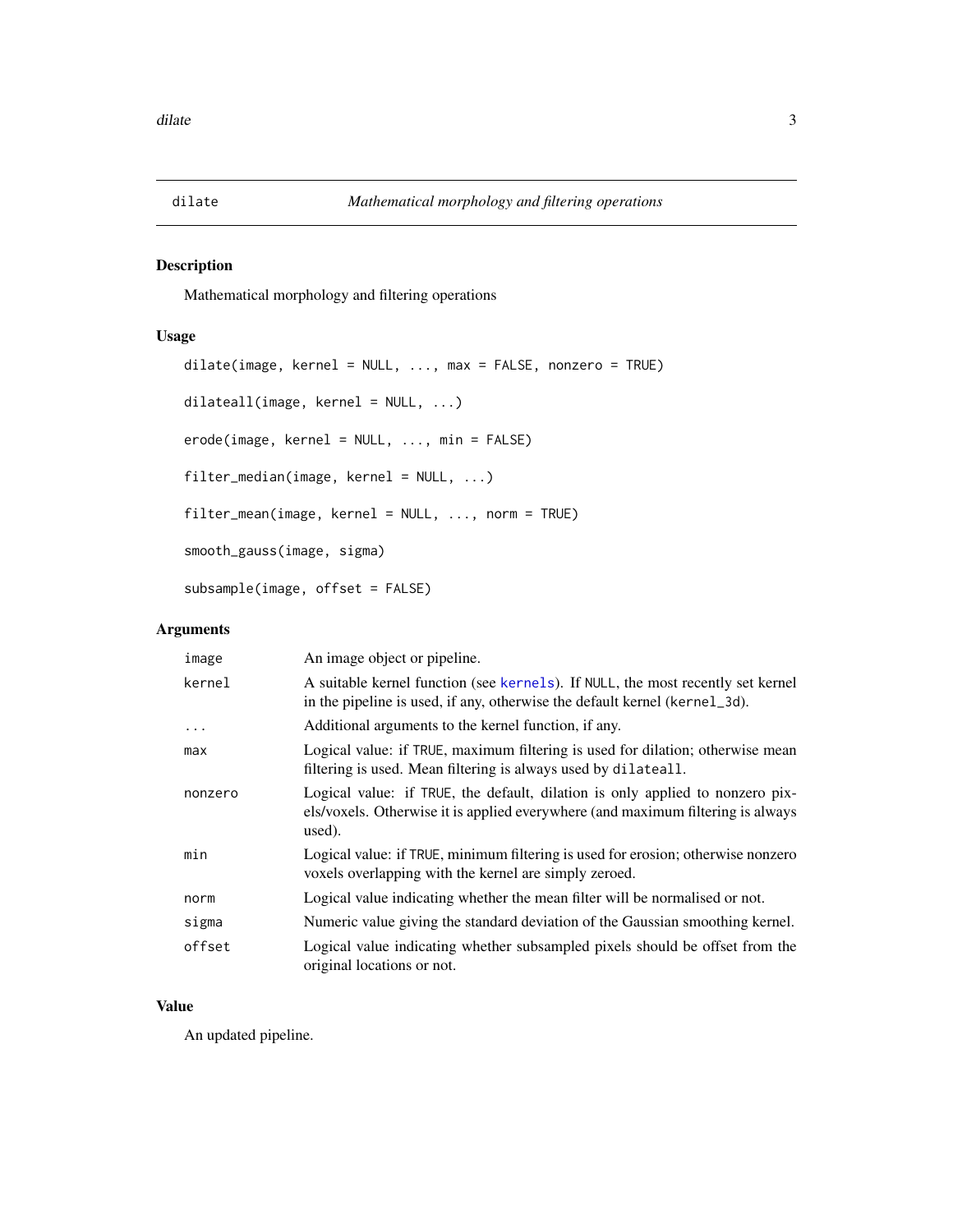# dilate — *Mathematical morphology and filtering operations*

## Description

Mathematical morphology and filtering operations

## Usage

```
dilate(image, kernel = NULL, ..., max = FALSE, nonzero = TRUE)

dilateall(image, kernel = NULL, ...)

erode(image, kernel = NULL, ..., min = FALSE)

filter_median(image, kernel = NULL, ...)

filter_mean(image, kernel = NULL, ..., norm = TRUE)

smooth_gauss(image, sigma)

subsample(image, offset = FALSE)
```

## Arguments

| | |
|---|---|
| `image` | An image object or pipeline. |
| `kernel` | A suitable kernel function (see `kernels`). If `NULL`, the most recently set kernel in the pipeline is used, if any, otherwise the default kernel (`kernel_3d`). |
| `...` | Additional arguments to the kernel function, if any. |
| `max` | Logical value: if `TRUE`, maximum filtering is used for dilation; otherwise mean filtering is used. Mean filtering is always used by `dilateall`. |
| `nonzero` | Logical value: if `TRUE`, the default, dilation is only applied to nonzero pixels/voxels. Otherwise it is applied everywhere (and maximum filtering is always used). |
| `min` | Logical value: if `TRUE`, minimum filtering is used for erosion; otherwise nonzero voxels overlapping with the kernel are simply zeroed. |
| `norm` | Logical value indicating whether the mean filter will be normalised or not. |
| `sigma` | Numeric value giving the standard deviation of the Gaussian smoothing kernel. |
| `offset` | Logical value indicating whether subsampled pixels should be offset from the original locations or not. |

## Value

An updated pipeline.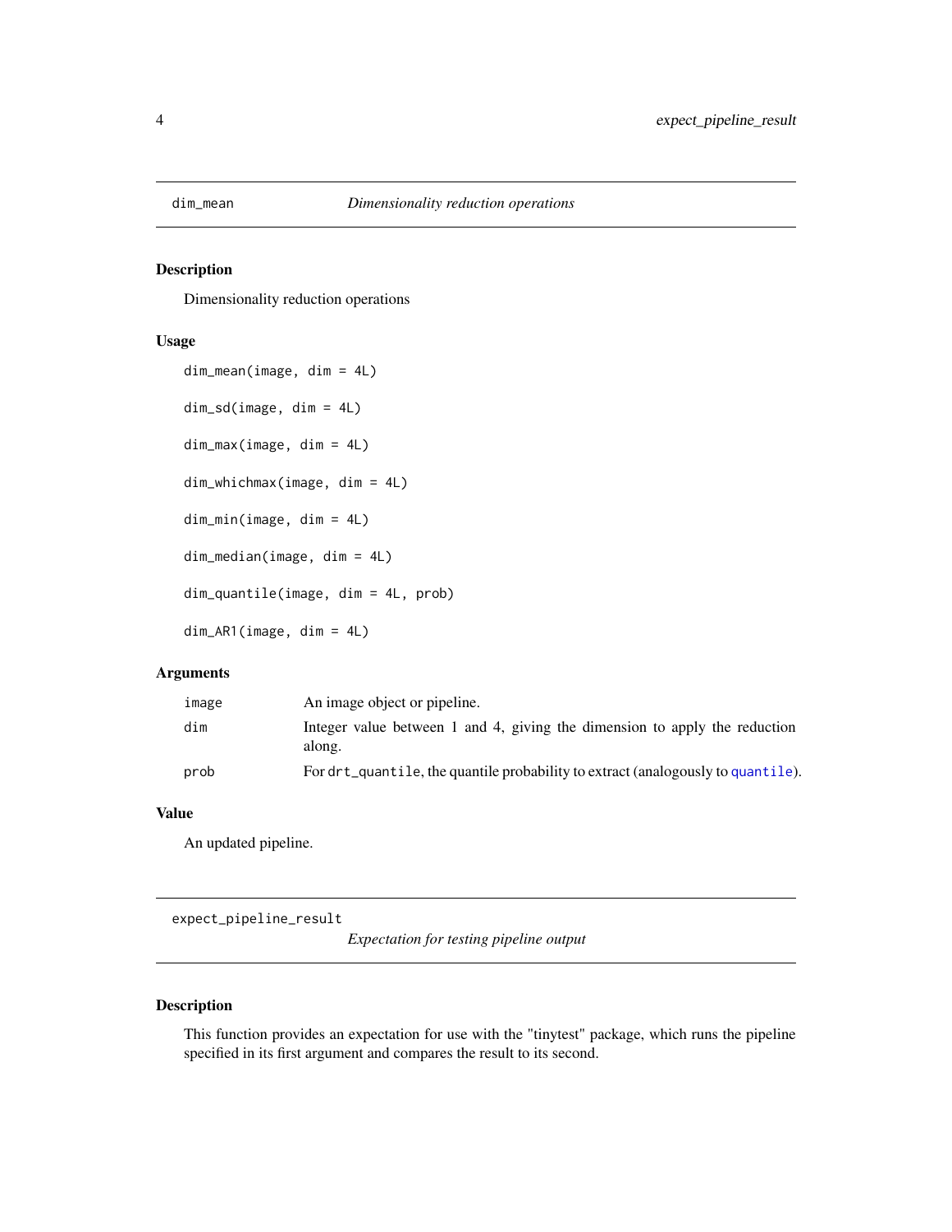## dim_mean *Dimensionality reduction operations*

### Description

Dimensionality reduction operations

### Usage

```
dim_mean(image, dim = 4L)

dim_sd(image, dim = 4L)

dim_max(image, dim = 4L)

dim_whichmax(image, dim = 4L)

dim_min(image, dim = 4L)

dim_median(image, dim = 4L)

dim_quantile(image, dim = 4L, prob)

dim_AR1(image, dim = 4L)
```

### Arguments

| | |
|---|---|
| `image` | An image object or pipeline. |
| `dim` | Integer value between 1 and 4, giving the dimension to apply the reduction along. |
| `prob` | For `drt_quantile`, the quantile probability to extract (analogously to `quantile`). |

### Value

An updated pipeline.

## expect_pipeline_result *Expectation for testing pipeline output*

### Description

This function provides an expectation for use with the "tinytest" package, which runs the pipeline specified in its first argument and compares the result to its second.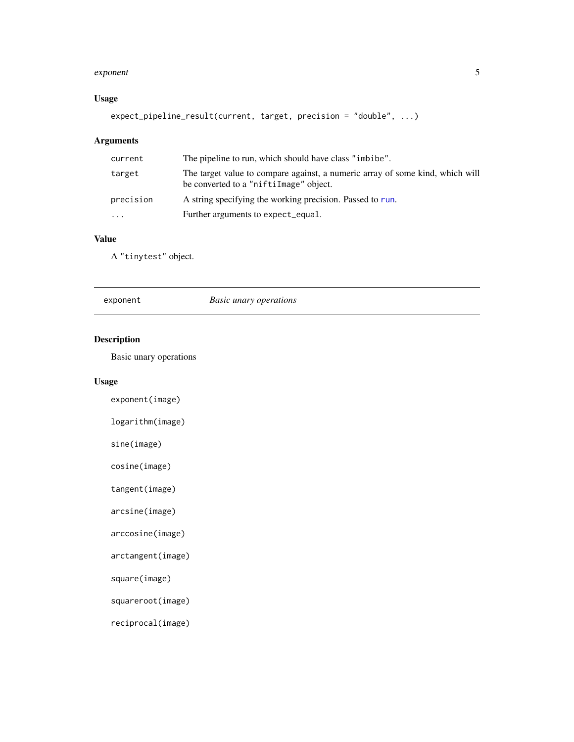## Usage

```
expect_pipeline_result(current, target, precision = "double", ...)
```

## Arguments

| | |
|---|---|
| current | The pipeline to run, which should have class "imbibe". |
| target | The target value to compare against, a numeric array of some kind, which will be converted to a "niftiImage" object. |
| precision | A string specifying the working precision. Passed to run. |
| ... | Further arguments to expect_equal. |

## Value

A "tinytest" object.

---

# exponent *Basic unary operations*

## Description

Basic unary operations

## Usage

```
exponent(image)

logarithm(image)

sine(image)

cosine(image)

tangent(image)

arcsine(image)

arccosine(image)

arctangent(image)

square(image)

squareroot(image)

reciprocal(image)
```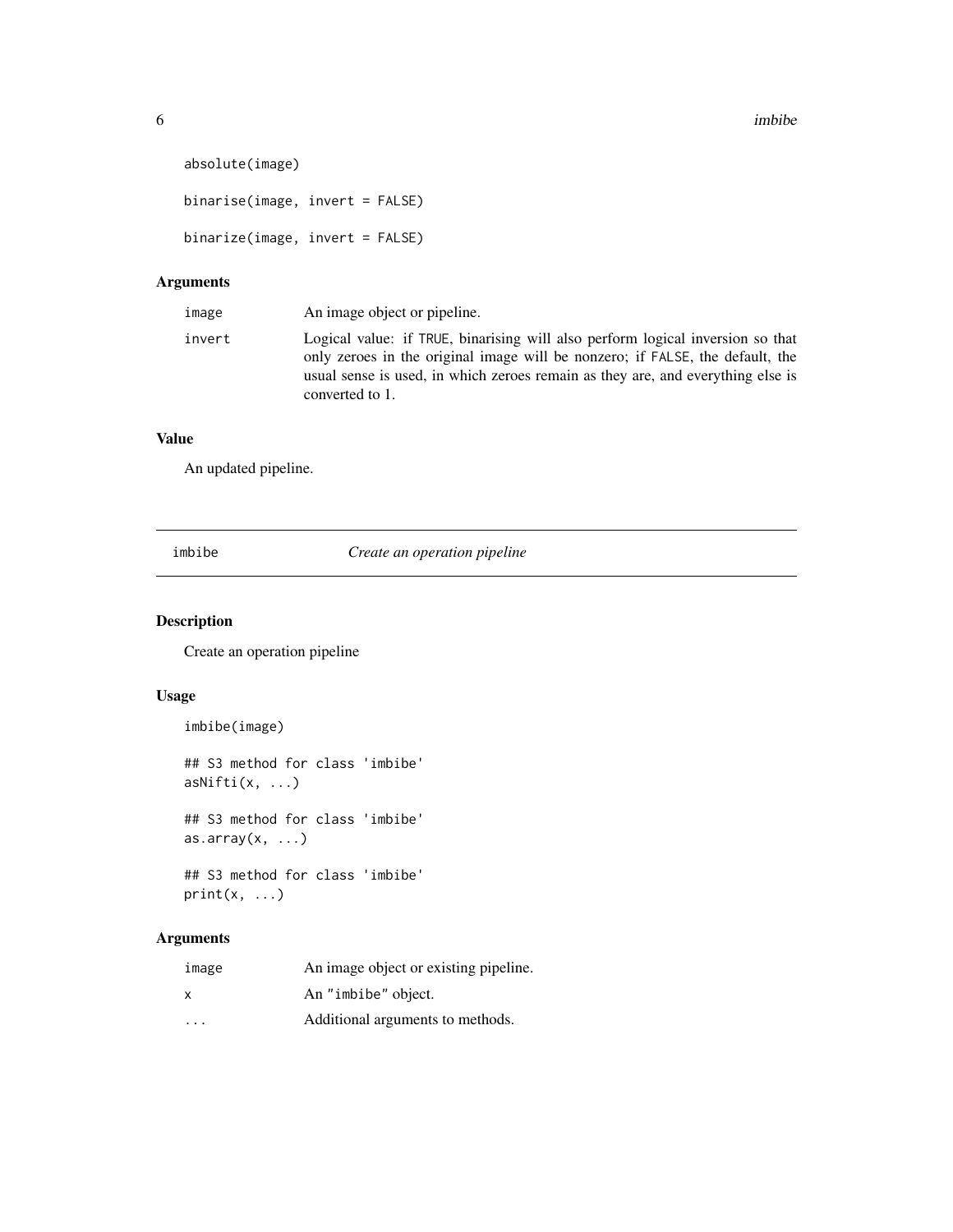```
absolute(image)

binarise(image, invert = FALSE)

binarize(image, invert = FALSE)
```

### Arguments

| | |
|---|---|
| image | An image object or pipeline. |
| invert | Logical value: if TRUE, binarising will also perform logical inversion so that only zeroes in the original image will be nonzero; if FALSE, the default, the usual sense is used, in which zeroes remain as they are, and everything else is converted to 1. |

### Value

An updated pipeline.

---

## imbibe — *Create an operation pipeline*

### Description

Create an operation pipeline

### Usage

```
imbibe(image)

## S3 method for class 'imbibe'
asNifti(x, ...)

## S3 method for class 'imbibe'
as.array(x, ...)

## S3 method for class 'imbibe'
print(x, ...)
```

### Arguments

| | |
|---|---|
| image | An image object or existing pipeline. |
| x | An "imbibe" object. |
| ... | Additional arguments to methods. |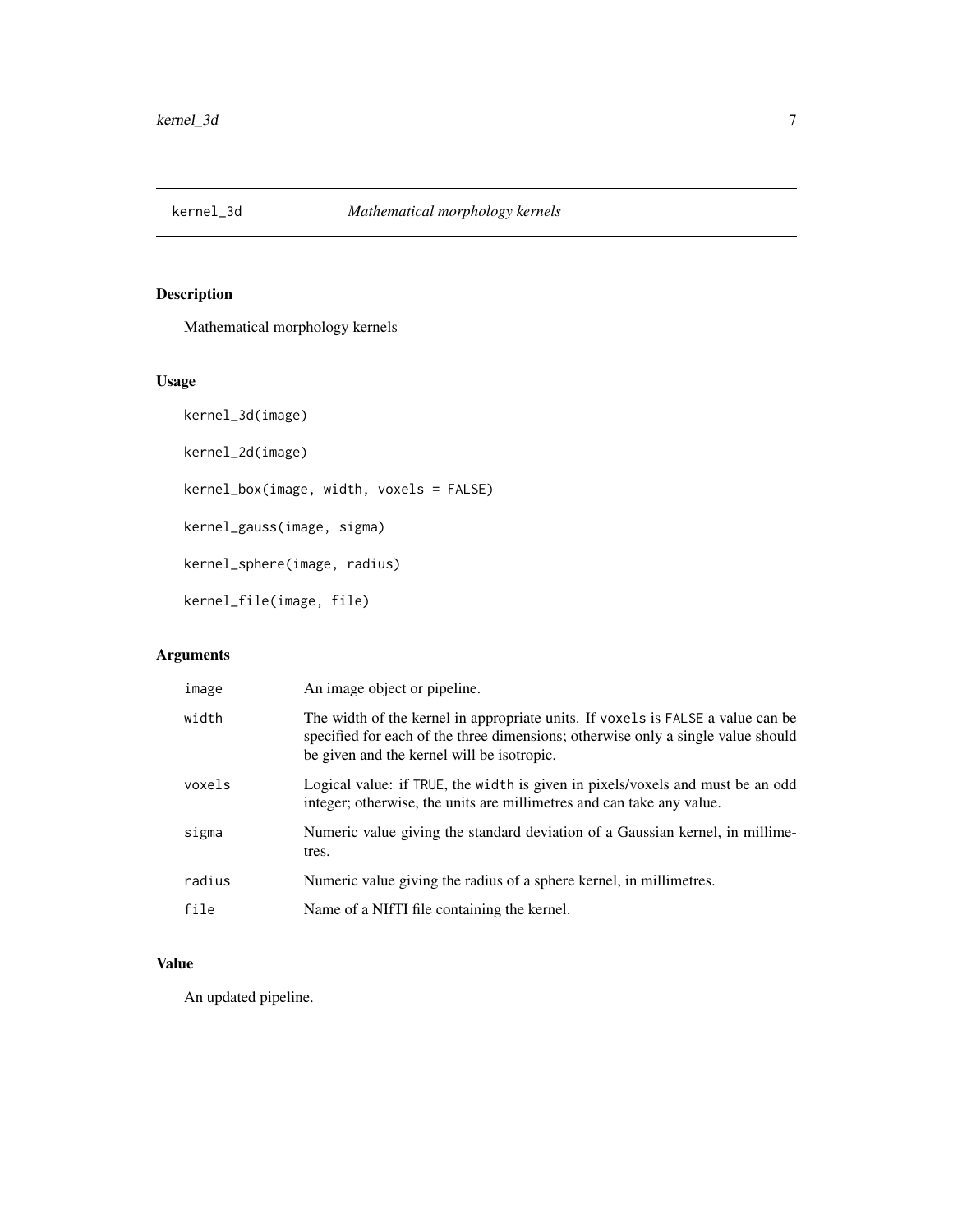## kernel_3d — *Mathematical morphology kernels*

### Description

Mathematical morphology kernels

### Usage

```
kernel_3d(image)

kernel_2d(image)

kernel_box(image, width, voxels = FALSE)

kernel_gauss(image, sigma)

kernel_sphere(image, radius)

kernel_file(image, file)
```

### Arguments

| | |
|---|---|
| `image` | An image object or pipeline. |
| `width` | The width of the kernel in appropriate units. If `voxels` is `FALSE` a value can be specified for each of the three dimensions; otherwise only a single value should be given and the kernel will be isotropic. |
| `voxels` | Logical value: if `TRUE`, the `width` is given in pixels/voxels and must be an odd integer; otherwise, the units are millimetres and can take any value. |
| `sigma` | Numeric value giving the standard deviation of a Gaussian kernel, in millimetres. |
| `radius` | Numeric value giving the radius of a sphere kernel, in millimetres. |
| `file` | Name of a NIfTI file containing the kernel. |

### Value

An updated pipeline.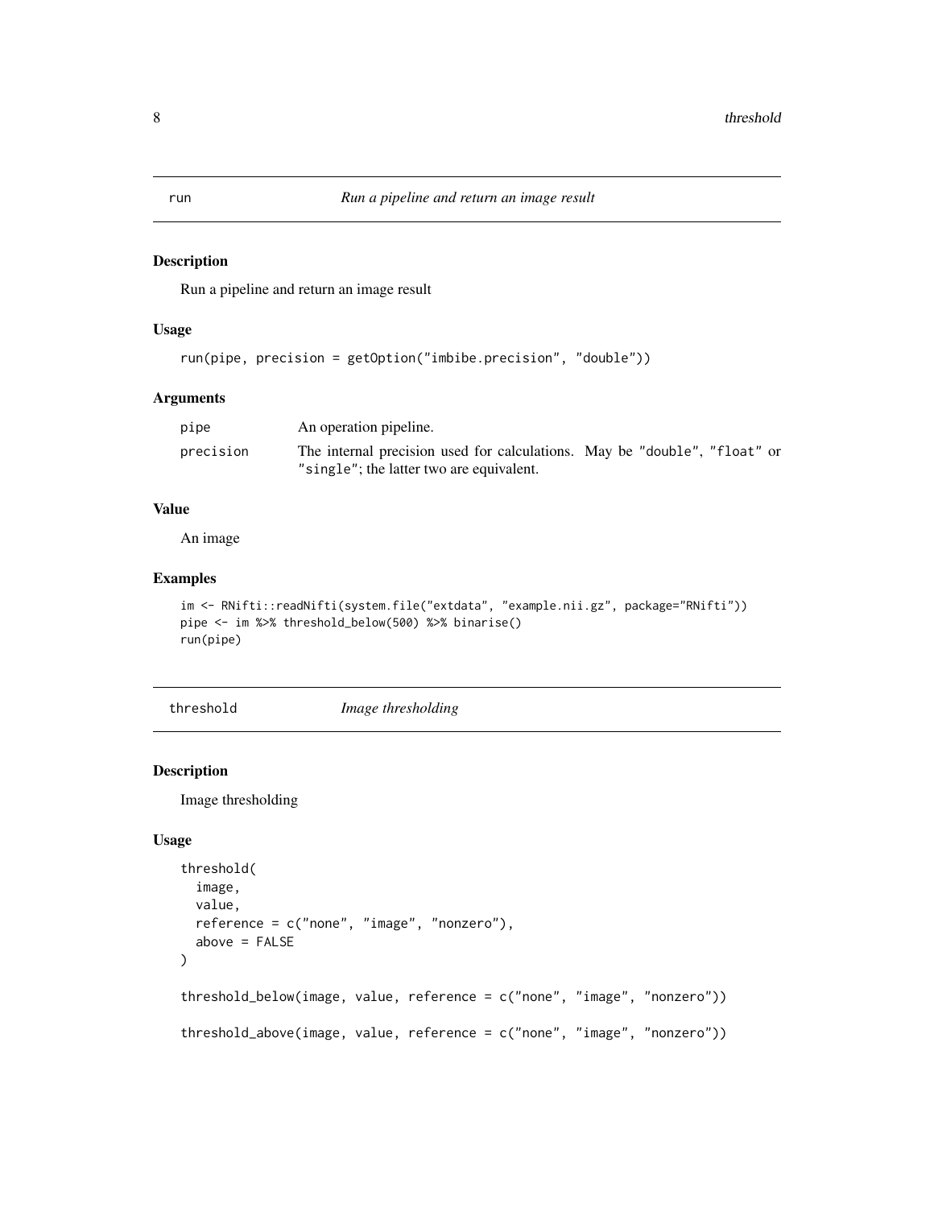## run — *Run a pipeline and return an image result*

### Description

Run a pipeline and return an image result

### Usage

```
run(pipe, precision = getOption("imbibe.precision", "double"))
```

### Arguments

| | |
|---|---|
| pipe | An operation pipeline. |
| precision | The internal precision used for calculations. May be "double", "float" or "single"; the latter two are equivalent. |

### Value

An image

### Examples

```
im <- RNifti::readNifti(system.file("extdata", "example.nii.gz", package="RNifti"))
pipe <- im %>% threshold_below(500) %>% binarise()
run(pipe)
```

## threshold — *Image thresholding*

### Description

Image thresholding

### Usage

```
threshold(
  image,
  value,
  reference = c("none", "image", "nonzero"),
  above = FALSE
)

threshold_below(image, value, reference = c("none", "image", "nonzero"))

threshold_above(image, value, reference = c("none", "image", "nonzero"))
```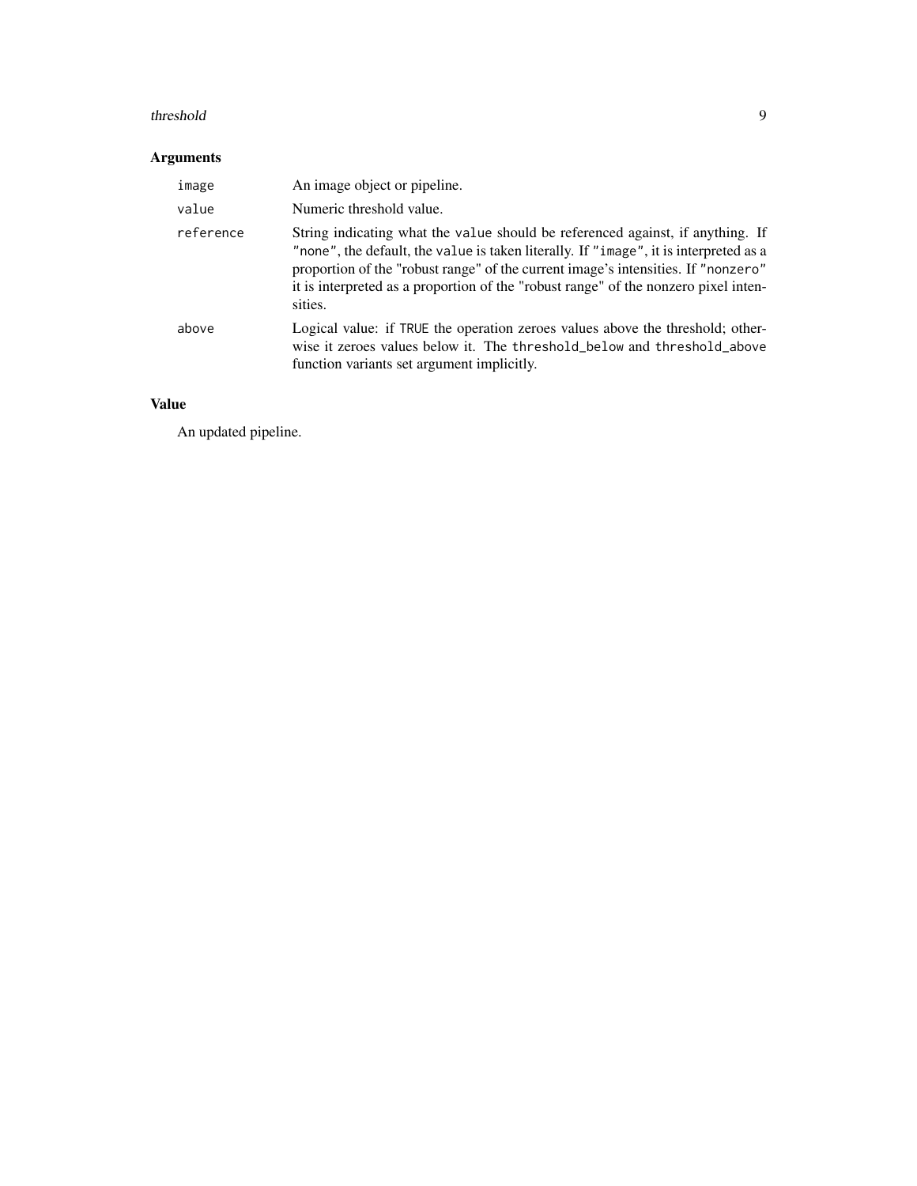## Arguments

| | |
|---|---|
| `image` | An image object or pipeline. |
| `value` | Numeric threshold value. |
| `reference` | String indicating what the `value` should be referenced against, if anything. If `"none"`, the default, the `value` is taken literally. If `"image"`, it is interpreted as a proportion of the "robust range" of the current image's intensities. If `"nonzero"` it is interpreted as a proportion of the "robust range" of the nonzero pixel intensities. |
| `above` | Logical value: if `TRUE` the operation zeroes values above the threshold; otherwise it zeroes values below it. The `threshold_below` and `threshold_above` function variants set argument implicitly. |

## Value

An updated pipeline.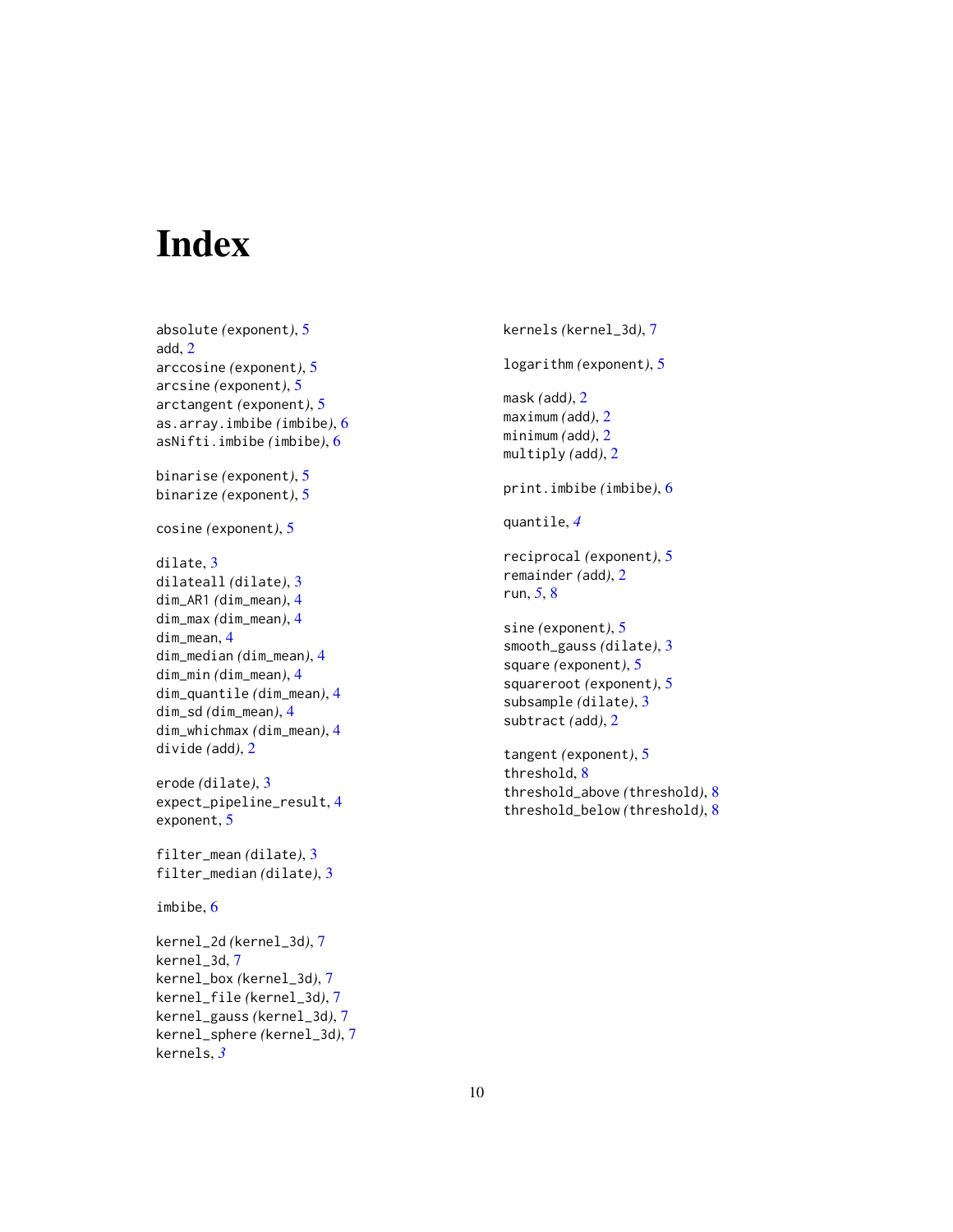# Index

absolute *(exponent)*, 5
add, 2
arccosine *(exponent)*, 5
arcsine *(exponent)*, 5
arctangent *(exponent)*, 5
as.array.imbibe *(imbibe)*, 6
asNifti.imbibe *(imbibe)*, 6

binarise *(exponent)*, 5
binarize *(exponent)*, 5

cosine *(exponent)*, 5

dilate, 3
dilateall *(dilate)*, 3
dim_AR1 *(dim_mean)*, 4
dim_max *(dim_mean)*, 4
dim_mean, 4
dim_median *(dim_mean)*, 4
dim_min *(dim_mean)*, 4
dim_quantile *(dim_mean)*, 4
dim_sd *(dim_mean)*, 4
dim_whichmax *(dim_mean)*, 4
divide *(add)*, 2

erode *(dilate)*, 3
expect_pipeline_result, 4
exponent, 5

filter_mean *(dilate)*, 3
filter_median *(dilate)*, 3

imbibe, 6

kernel_2d *(kernel_3d)*, 7
kernel_3d, 7
kernel_box *(kernel_3d)*, 7
kernel_file *(kernel_3d)*, 7
kernel_gauss *(kernel_3d)*, 7
kernel_sphere *(kernel_3d)*, 7
kernels, *3*
kernels *(kernel_3d)*, 7

logarithm *(exponent)*, 5

mask *(add)*, 2
maximum *(add)*, 2
minimum *(add)*, 2
multiply *(add)*, 2

print.imbibe *(imbibe)*, 6

quantile, *4*

reciprocal *(exponent)*, 5
remainder *(add)*, 2
run, *5*, 8

sine *(exponent)*, 5
smooth_gauss *(dilate)*, 3
square *(exponent)*, 5
squareroot *(exponent)*, 5
subsample *(dilate)*, 3
subtract *(add)*, 2

tangent *(exponent)*, 5
threshold, 8
threshold_above *(threshold)*, 8
threshold_below *(threshold)*, 8